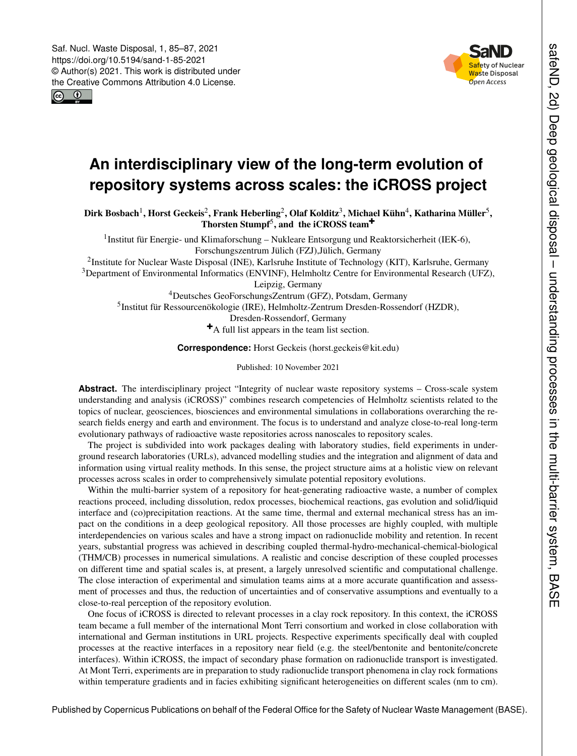# An interdisciplinary view of the long-term evolution of repository systems across scales: the iCROSS project

**Dirk Bosbach[1], Horst Geckeis[2], Frank Heberling[2], Olaf Kolditz[3], Michael Kühn[4], Katharina Müller[5], Thorsten Stumpf[5], and the iCROSS team[+]**

[1]Institut für Energie- und Klimaforschung – Nukleare Entsorgung und Reaktorsicherheit (IEK-6), Forschungszentrum Jülich (FZJ),Jülich, Germany

[2]Institute for Nuclear Waste Disposal (INE), Karlsruhe Institute of Technology (KIT), Karlsruhe, Germany

[3]Department of Environmental Informatics (ENVINF), Helmholtz Centre for Environmental Research (UFZ), Leipzig, Germany

[4]Deutsches GeoForschungsZentrum (GFZ), Potsdam, Germany

[5]Institut für Ressourcenökologie (IRE), Helmholtz-Zentrum Dresden-Rossendorf (HZDR), Dresden-Rossendorf, Germany

[+]A full list appears in the team list section.

**Correspondence:** Horst Geckeis (horst.geckeis@kit.edu)

Published: 10 November 2021

**Abstract.** The interdisciplinary project "Integrity of nuclear waste repository systems – Cross-scale system understanding and analysis (iCROSS)" combines research competencies of Helmholtz scientists related to the topics of nuclear, geosciences, biosciences and environmental simulations in collaborations overarching the research fields energy and earth and environment. The focus is to understand and analyze close-to-real long-term evolutionary pathways of radioactive waste repositories across nanoscales to repository scales.

The project is subdivided into work packages dealing with laboratory studies, field experiments in underground research laboratories (URLs), advanced modelling studies and the integration and alignment of data and information using virtual reality methods. In this sense, the project structure aims at a holistic view on relevant processes across scales in order to comprehensively simulate potential repository evolutions.

Within the multi-barrier system of a repository for heat-generating radioactive waste, a number of complex reactions proceed, including dissolution, redox processes, biochemical reactions, gas evolution and solid/liquid interface and (co)precipitation reactions. At the same time, thermal and external mechanical stress has an impact on the conditions in a deep geological repository. All those processes are highly coupled, with multiple interdependencies on various scales and have a strong impact on radionuclide mobility and retention. In recent years, substantial progress was achieved in describing coupled thermal-hydro-mechanical-chemical-biological (THM/CB) processes in numerical simulations. A realistic and concise description of these coupled processes on different time and spatial scales is, at present, a largely unresolved scientific and computational challenge. The close interaction of experimental and simulation teams aims at a more accurate quantification and assessment of processes and thus, the reduction of uncertainties and of conservative assumptions and eventually to a close-to-real perception of the repository evolution.

One focus of iCROSS is directed to relevant processes in a clay rock repository. In this context, the iCROSS team became a full member of the international Mont Terri consortium and worked in close collaboration with international and German institutions in URL projects. Respective experiments specifically deal with coupled processes at the reactive interfaces in a repository near field (e.g. the steel/bentonite and bentonite/concrete interfaces). Within iCROSS, the impact of secondary phase formation on radionuclide transport is investigated. At Mont Terri, experiments are in preparation to study radionuclide transport phenomena in clay rock formations within temperature gradients and in facies exhibiting significant heterogeneities on different scales (nm to cm).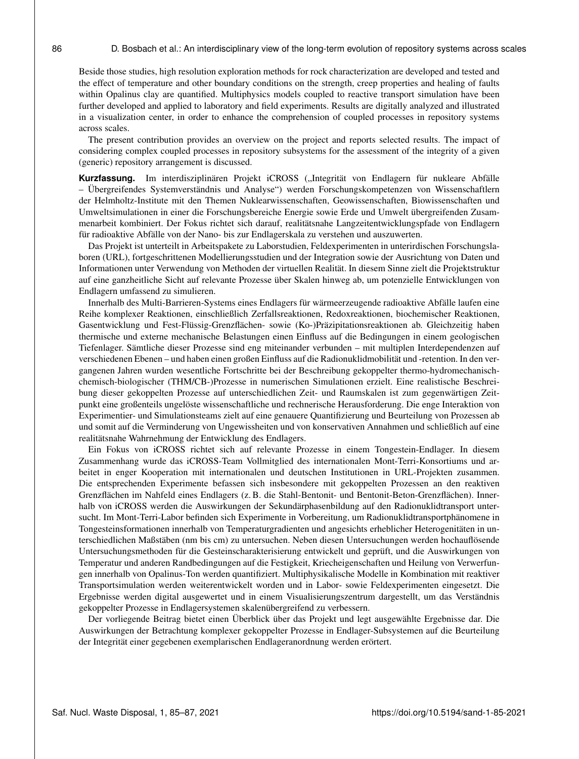Beside those studies, high resolution exploration methods for rock characterization are developed and tested and the effect of temperature and other boundary conditions on the strength, creep properties and healing of faults within Opalinus clay are quantified. Multiphysics models coupled to reactive transport simulation have been further developed and applied to laboratory and field experiments. Results are digitally analyzed and illustrated in a visualization center, in order to enhance the comprehension of coupled processes in repository systems across scales.

The present contribution provides an overview on the project and reports selected results. The impact of considering complex coupled processes in repository subsystems for the assessment of the integrity of a given (generic) repository arrangement is discussed.

**Kurzfassung.** Im interdisziplinären Projekt iCROSS („Integrität von Endlagern für nukleare Abfälle – Übergreifendes Systemverständnis und Analyse") werden Forschungskompetenzen von Wissenschaftlern der Helmholtz-Institute mit den Themen Nuklearwissenschaften, Geowissenschaften, Biowissenschaften und Umweltsimulationen in einer die Forschungsbereiche Energie sowie Erde und Umwelt übergreifenden Zusammenarbeit kombiniert. Der Fokus richtet sich darauf, realitätsnahe Langzeitentwicklungspfade von Endlagern für radioaktive Abfälle von der Nano- bis zur Endlagerskala zu verstehen und auszuwerten.

Das Projekt ist unterteilt in Arbeitspakete zu Laborstudien, Feldexperimenten in unterirdischen Forschungslaboren (URL), fortgeschrittenen Modellierungsstudien und der Integration sowie der Ausrichtung von Daten und Informationen unter Verwendung von Methoden der virtuellen Realität. In diesem Sinne zielt die Projektstruktur auf eine ganzheitliche Sicht auf relevante Prozesse über Skalen hinweg ab, um potenzielle Entwicklungen von Endlagern umfassend zu simulieren.

Innerhalb des Multi-Barrieren-Systems eines Endlagers für wärmeerzeugende radioaktive Abfälle laufen eine Reihe komplexer Reaktionen, einschließlich Zerfallsreaktionen, Redoxreaktionen, biochemischer Reaktionen, Gasentwicklung und Fest-Flüssig-Grenzflächen- sowie (Ko-)Präzipitationsreaktionen ab. Gleichzeitig haben thermische und externe mechanische Belastungen einen Einfluss auf die Bedingungen in einem geologischen Tiefenlager. Sämtliche dieser Prozesse sind eng miteinander verbunden – mit multiplen Interdependenzen auf verschiedenen Ebenen – und haben einen großen Einfluss auf die Radionuklidmobilität und -retention. In den vergangenen Jahren wurden wesentliche Fortschritte bei der Beschreibung gekoppelter thermo-hydromechanisch-chemisch-biologischer (THM/CB-)Prozesse in numerischen Simulationen erzielt. Eine realistische Beschreibung dieser gekoppelten Prozesse auf unterschiedlichen Zeit- und Raumskalen ist zum gegenwärtigen Zeitpunkt eine großenteils ungelöste wissenschaftliche und rechnerische Herausforderung. Die enge Interaktion von Experimentier- und Simulationsteams zielt auf eine genauere Quantifizierung und Beurteilung von Prozessen ab und somit auf die Verminderung von Ungewissheiten und von konservativen Annahmen und schließlich auf eine realitätsnahe Wahrnehmung der Entwicklung des Endlagers.

Ein Fokus von iCROSS richtet sich auf relevante Prozesse in einem Tongestein-Endlager. In diesem Zusammenhang wurde das iCROSS-Team Vollmitglied des internationalen Mont-Terri-Konsortiums und arbeitet in enger Kooperation mit internationalen und deutschen Institutionen in URL-Projekten zusammen. Die entsprechenden Experimente befassen sich insbesondere mit gekoppelten Prozessen an den reaktiven Grenzflächen im Nahfeld eines Endlagers (z. B. die Stahl-Bentonit- und Bentonit-Beton-Grenzflächen). Innerhalb von iCROSS werden die Auswirkungen der Sekundärphasenbildung auf den Radionuklidtransport untersucht. Im Mont-Terri-Labor befinden sich Experimente in Vorbereitung, um Radionuklidtransportphänomene in Tongesteinsformationen innerhalb von Temperaturgradienten und angesichts erheblicher Heterogenitäten in unterschiedlichen Maßstäben (nm bis cm) zu untersuchen. Neben diesen Untersuchungen werden hochauflösende Untersuchungsmethoden für die Gesteinscharakterisierung entwickelt und geprüft, und die Auswirkungen von Temperatur und anderen Randbedingungen auf die Festigkeit, Kriecheigenschaften und Heilung von Verwerfungen innerhalb von Opalinus-Ton werden quantifiziert. Multiphysikalische Modelle in Kombination mit reaktiver Transportsimulation werden weiterentwickelt worden und in Labor- sowie Feldexperimenten eingesetzt. Die Ergebnisse werden digital ausgewertet und in einem Visualisierungszentrum dargestellt, um das Verständnis gekoppelter Prozesse in Endlagersystemen skalenübergreifend zu verbessern.

Der vorliegende Beitrag bietet einen Überblick über das Projekt und legt ausgewählte Ergebnisse dar. Die Auswirkungen der Betrachtung komplexer gekoppelter Prozesse in Endlager-Subsystemen auf die Beurteilung der Integrität einer gegebenen exemplarischen Endlageranordnung werden erörtert.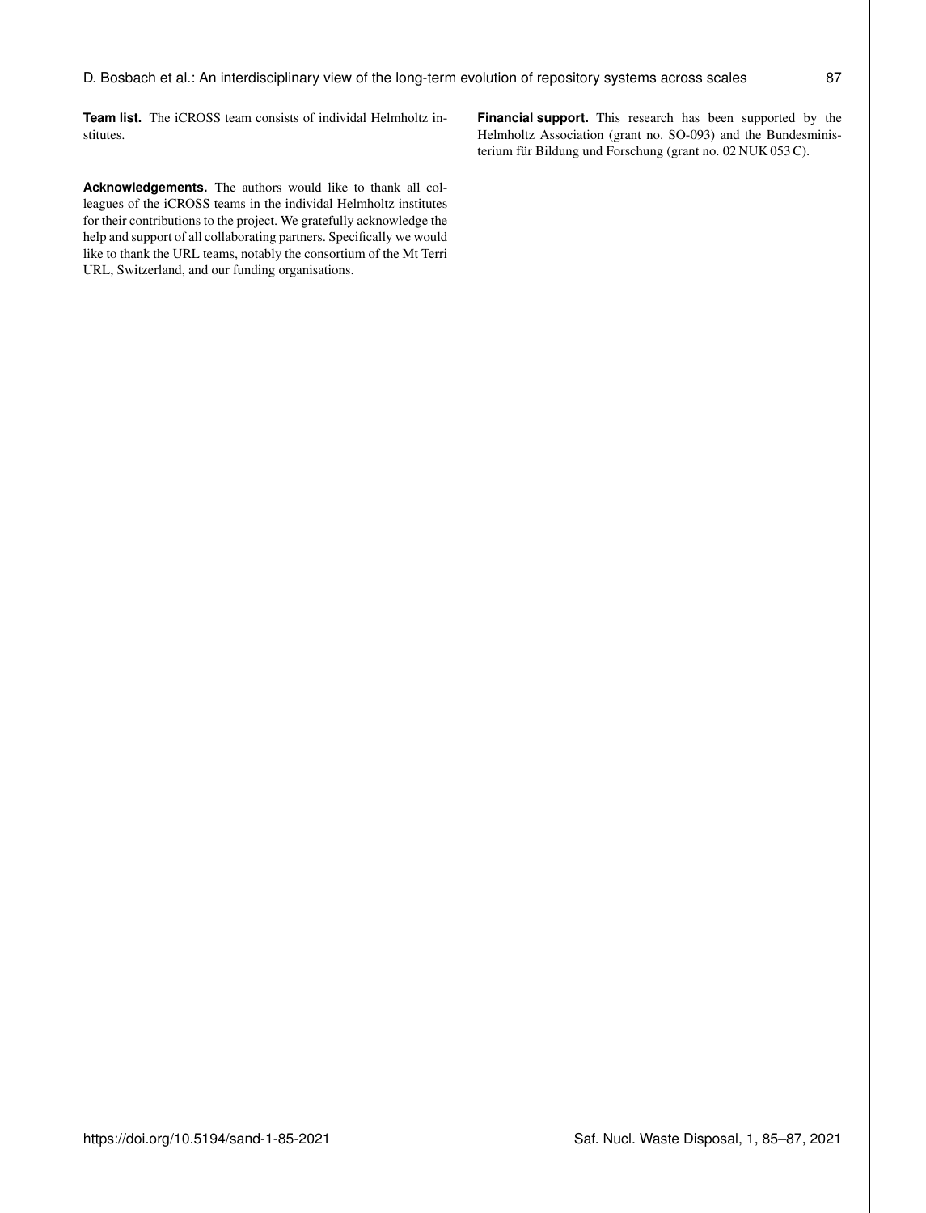**Team list.** The iCROSS team consists of individal Helmholtz institutes.

**Acknowledgements.** The authors would like to thank all colleagues of the iCROSS teams in the individal Helmholtz institutes for their contributions to the project. We gratefully acknowledge the help and support of all collaborating partners. Specifically we would like to thank the URL teams, notably the consortium of the Mt Terri URL, Switzerland, and our funding organisations.

**Financial support.** This research has been supported by the Helmholtz Association (grant no. SO-093) and the Bundesministerium für Bildung und Forschung (grant no. 02 NUK 053 C).